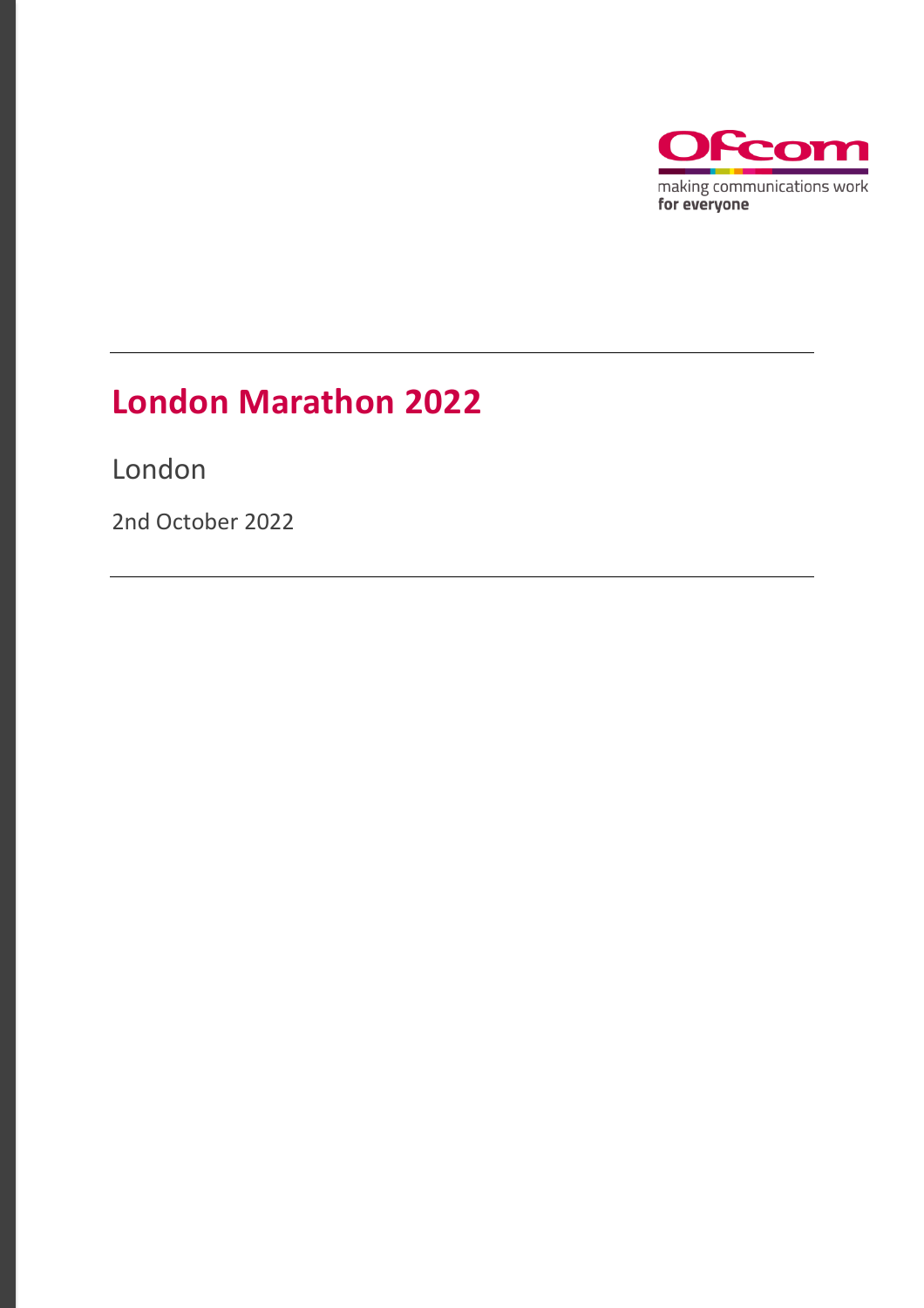Ofcom

making communications work
**for everyone**

# London Marathon 2022

London

2nd October 2022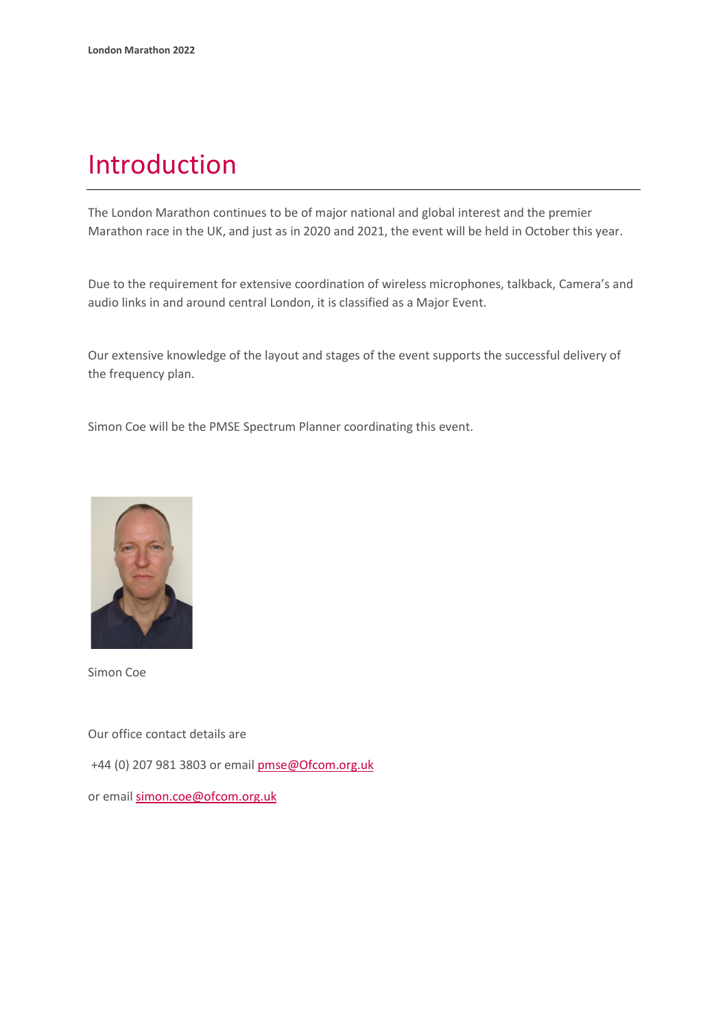# Introduction

The London Marathon continues to be of major national and global interest and the premier Marathon race in the UK, and just as in 2020 and 2021, the event will be held in October this year.

Due to the requirement for extensive coordination of wireless microphones, talkback, Camera's and audio links in and around central London, it is classified as a Major Event.

Our extensive knowledge of the layout and stages of the event supports the successful delivery of the frequency plan.

Simon Coe will be the PMSE Spectrum Planner coordinating this event.

Simon Coe

Our office contact details are

+44 (0) 207 981 3803 or email pmse@Ofcom.org.uk

or email simon.coe@ofcom.org.uk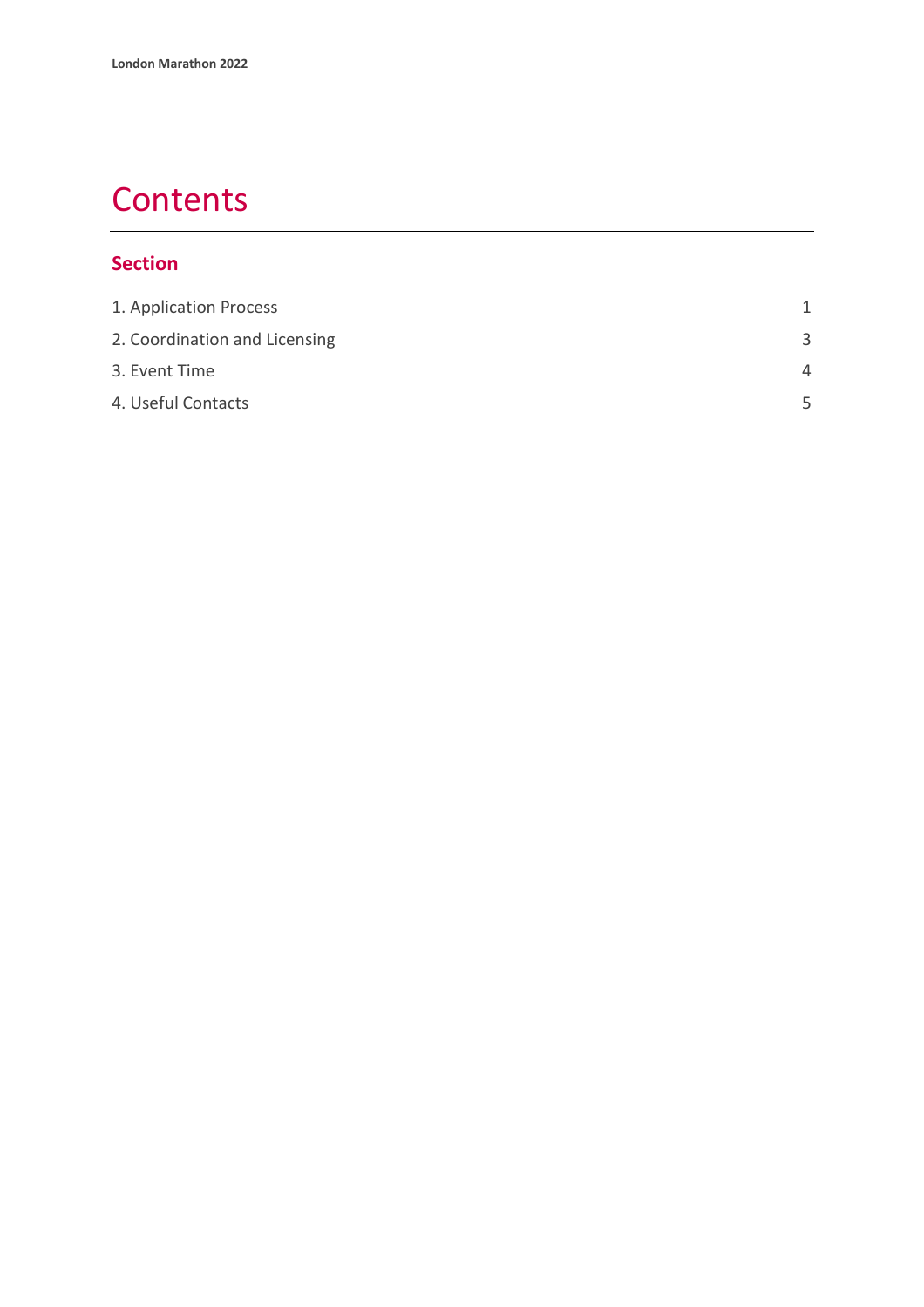# Contents

## Section

| | |
|---|---|
| 1. Application Process | 1 |
| 2. Coordination and Licensing | 3 |
| 3. Event Time | 4 |
| 4. Useful Contacts | 5 |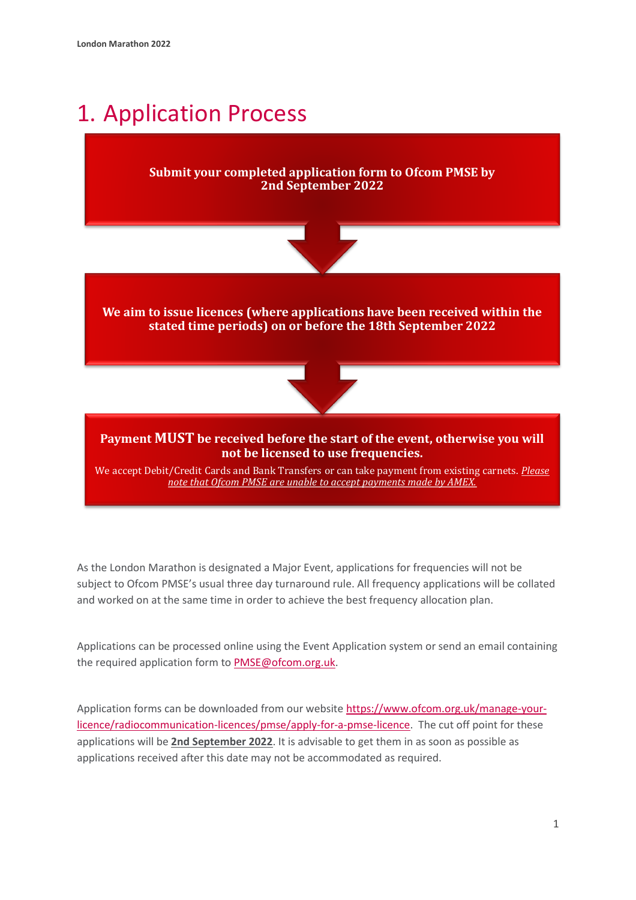# 1. Application Process

**Submit your completed application form to Ofcom PMSE by 2nd September 2022**

**We aim to issue licences (where applications have been received within the stated time periods) on or before the 18th September 2022**

**Payment MUST be received before the start of the event, otherwise you will not be licensed to use frequencies.**

We accept Debit/Credit Cards and Bank Transfers or can take payment from existing carnets. *Please note that Ofcom PMSE are unable to accept payments made by AMEX.*

As the London Marathon is designated a Major Event, applications for frequencies will not be subject to Ofcom PMSE's usual three day turnaround rule. All frequency applications will be collated and worked on at the same time in order to achieve the best frequency allocation plan.

Applications can be processed online using the Event Application system or send an email containing the required application form to PMSE@ofcom.org.uk.

Application forms can be downloaded from our website https://www.ofcom.org.uk/manage-your-licence/radiocommunication-licences/pmse/apply-for-a-pmse-licence. The cut off point for these applications will be **2nd September 2022**. It is advisable to get them in as soon as possible as applications received after this date may not be accommodated as required.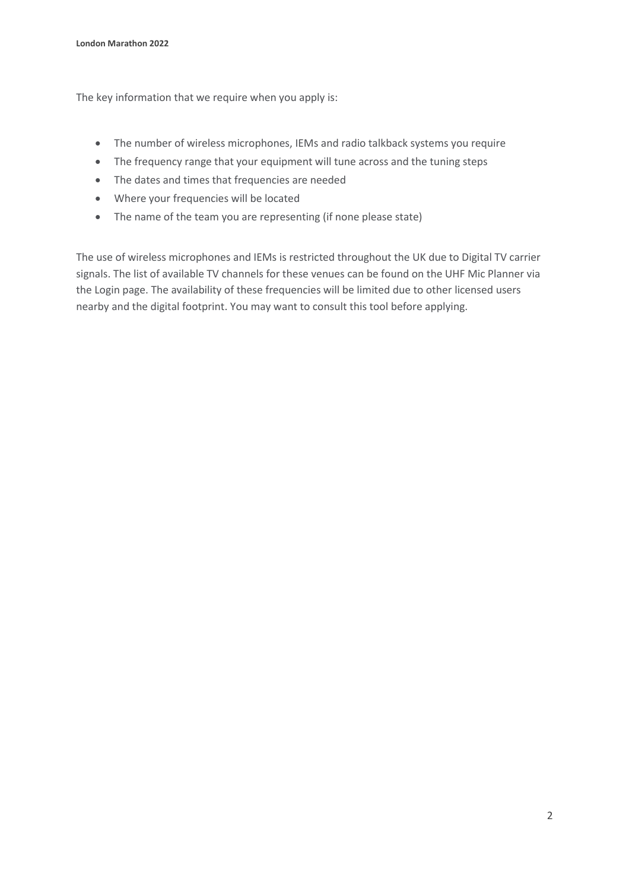The key information that we require when you apply is:

- The number of wireless microphones, IEMs and radio talkback systems you require
- The frequency range that your equipment will tune across and the tuning steps
- The dates and times that frequencies are needed
- Where your frequencies will be located
- The name of the team you are representing (if none please state)

The use of wireless microphones and IEMs is restricted throughout the UK due to Digital TV carrier signals. The list of available TV channels for these venues can be found on the UHF Mic Planner via the Login page. The availability of these frequencies will be limited due to other licensed users nearby and the digital footprint. You may want to consult this tool before applying.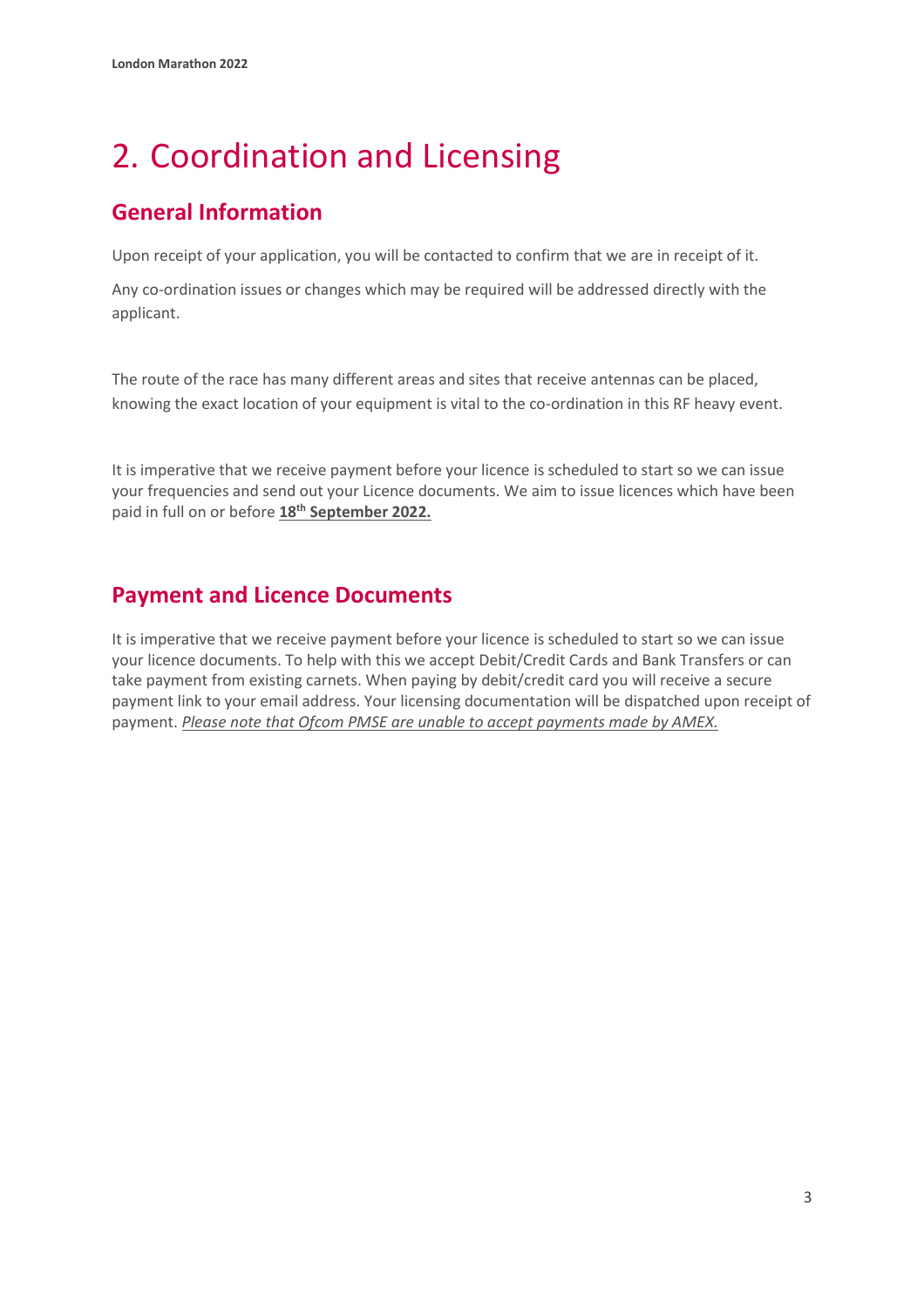# 2. Coordination and Licensing

## General Information

Upon receipt of your application, you will be contacted to confirm that we are in receipt of it.

Any co-ordination issues or changes which may be required will be addressed directly with the applicant.

The route of the race has many different areas and sites that receive antennas can be placed, knowing the exact location of your equipment is vital to the co-ordination in this RF heavy event.

It is imperative that we receive payment before your licence is scheduled to start so we can issue your frequencies and send out your Licence documents. We aim to issue licences which have been paid in full on or before **18th September 2022.**

## Payment and Licence Documents

It is imperative that we receive payment before your licence is scheduled to start so we can issue your licence documents. To help with this we accept Debit/Credit Cards and Bank Transfers or can take payment from existing carnets. When paying by debit/credit card you will receive a secure payment link to your email address. Your licensing documentation will be dispatched upon receipt of payment. *Please note that Ofcom PMSE are unable to accept payments made by AMEX.*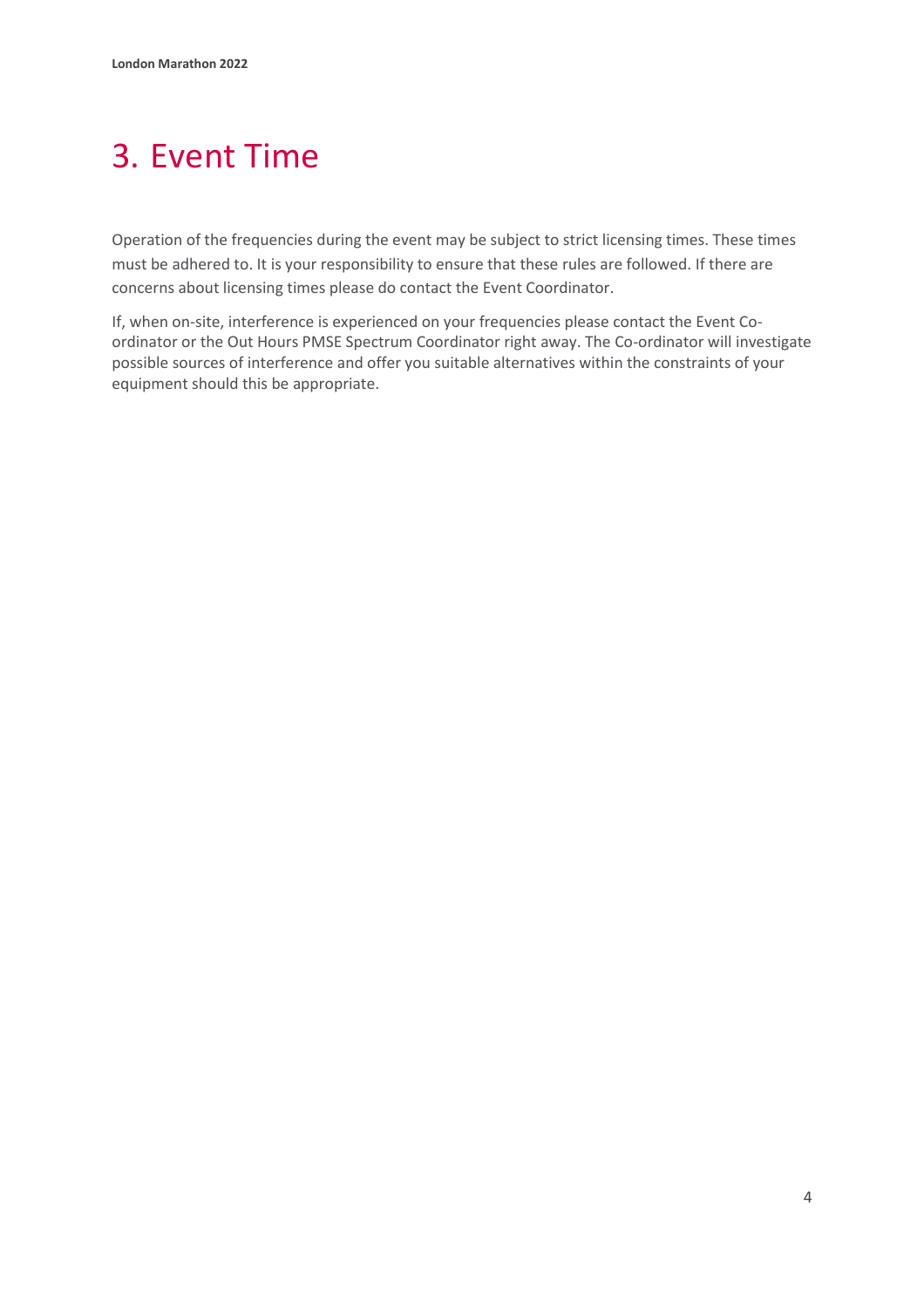# 3. Event Time

Operation of the frequencies during the event may be subject to strict licensing times. These times must be adhered to. It is your responsibility to ensure that these rules are followed. If there are concerns about licensing times please do contact the Event Coordinator.

If, when on-site, interference is experienced on your frequencies please contact the Event Co-ordinator or the Out Hours PMSE Spectrum Coordinator right away. The Co-ordinator will investigate possible sources of interference and offer you suitable alternatives within the constraints of your equipment should this be appropriate.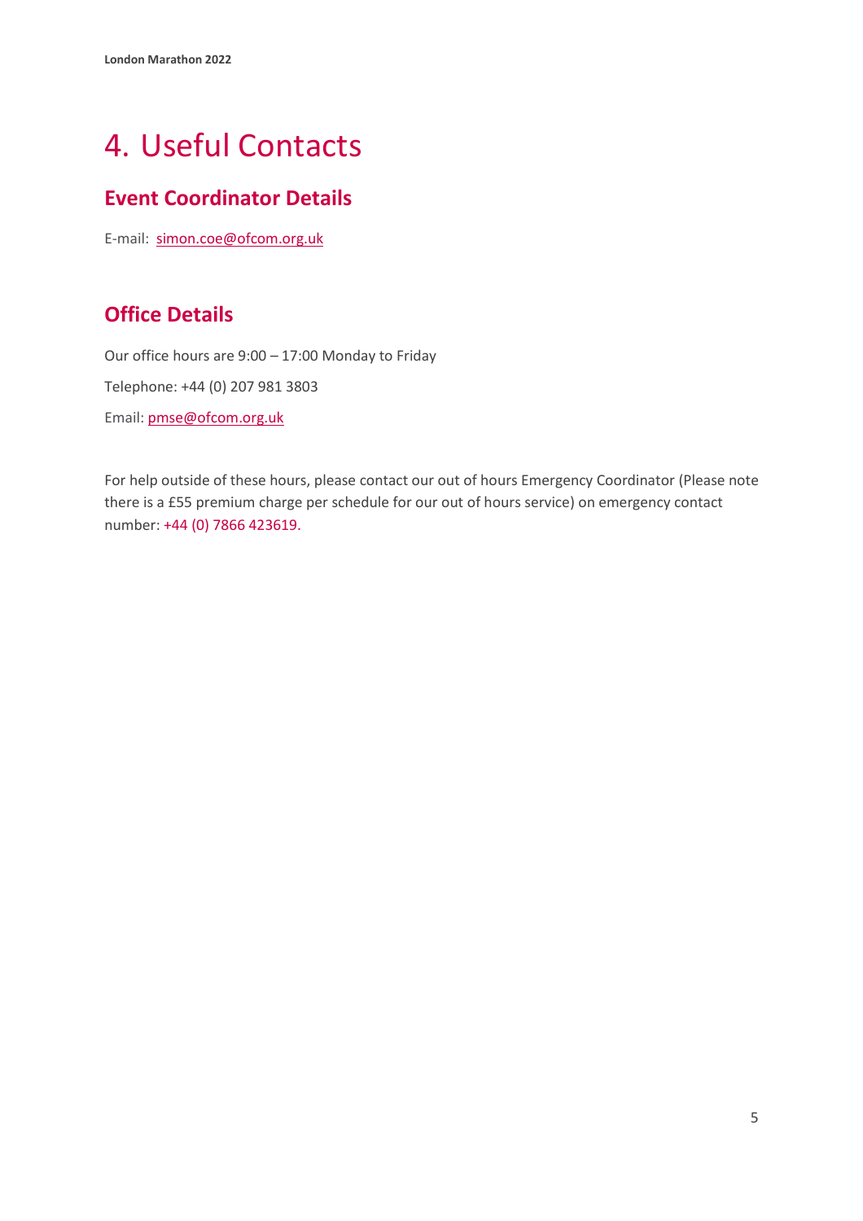# 4. Useful Contacts

## Event Coordinator Details

E-mail: simon.coe@ofcom.org.uk

## Office Details

Our office hours are 9:00 – 17:00 Monday to Friday

Telephone: +44 (0) 207 981 3803

Email: pmse@ofcom.org.uk

For help outside of these hours, please contact our out of hours Emergency Coordinator (Please note there is a £55 premium charge per schedule for our out of hours service) on emergency contact number: +44 (0) 7866 423619.